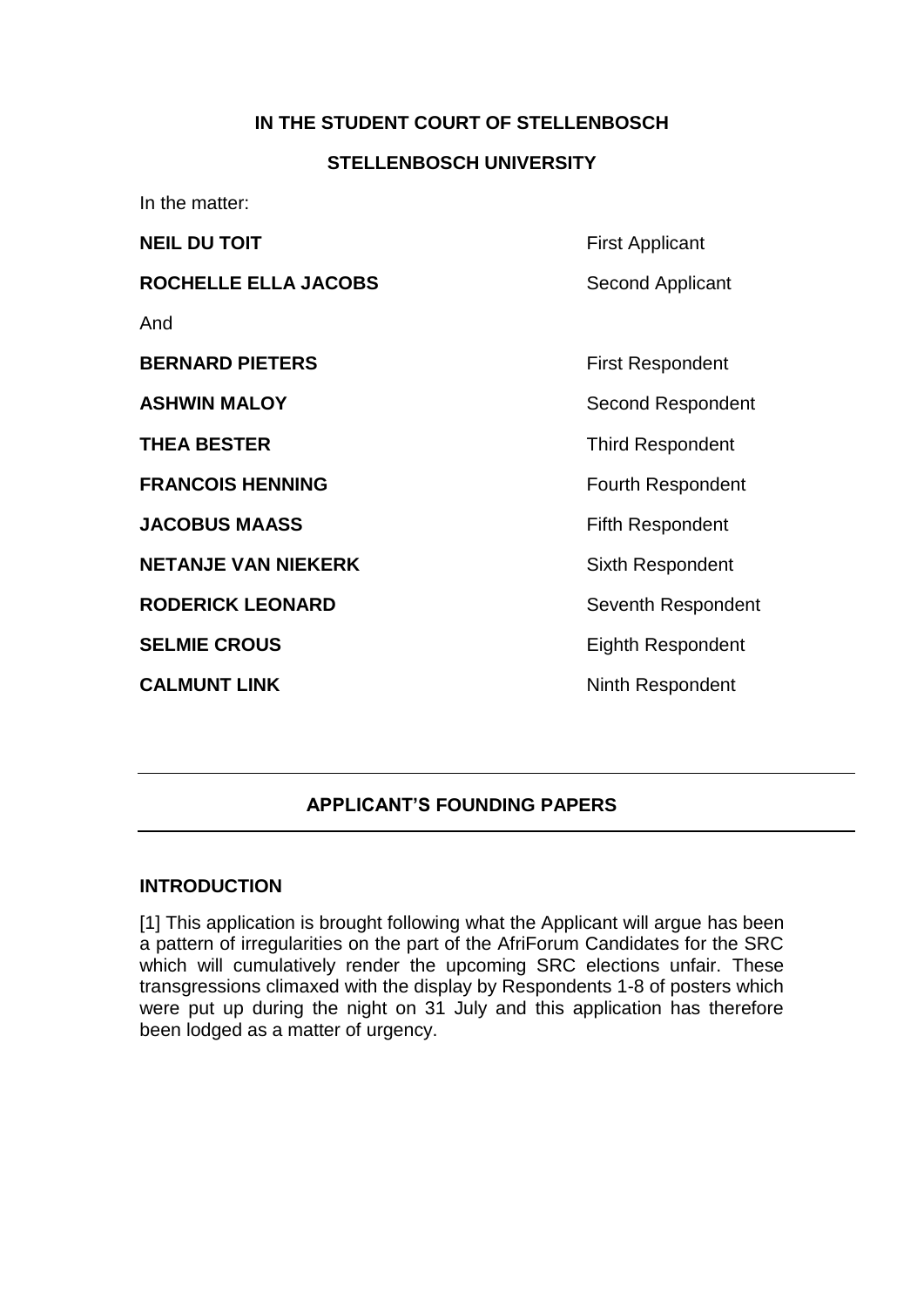**IN THE STUDENT COURT OF STELLENBOSCH**

**STELLENBOSCH UNIVERSITY**

In the matter:

| | |
|---|---|
| **NEIL DU TOIT** | First Applicant |
| **ROCHELLE ELLA JACOBS** | Second Applicant |
| And | |
| **BERNARD PIETERS** | First Respondent |
| **ASHWIN MALOY** | Second Respondent |
| **THEA BESTER** | Third Respondent |
| **FRANCOIS HENNING** | Fourth Respondent |
| **JACOBUS MAASS** | Fifth Respondent |
| **NETANJE VAN NIEKERK** | Sixth Respondent |
| **RODERICK LEONARD** | Seventh Respondent |
| **SELMIE CROUS** | Eighth Respondent |
| **CALMUNT LINK** | Ninth Respondent |

---

**APPLICANT'S FOUNDING PAPERS**

---

**INTRODUCTION**

[1] This application is brought following what the Applicant will argue has been a pattern of irregularities on the part of the AfriForum Candidates for the SRC which will cumulatively render the upcoming SRC elections unfair. These transgressions climaxed with the display by Respondents 1-8 of posters which were put up during the night on 31 July and this application has therefore been lodged as a matter of urgency.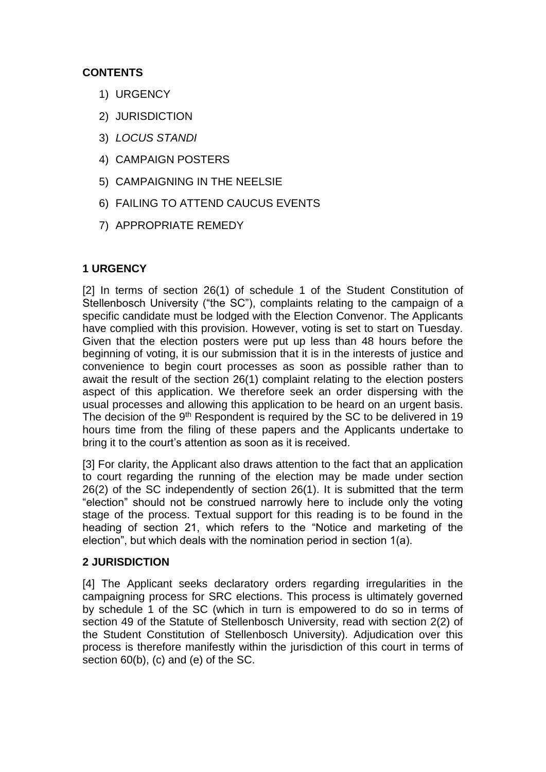**CONTENTS**

1) URGENCY
2) JURISDICTION
3) *LOCUS STANDI*
4) CAMPAIGN POSTERS
5) CAMPAIGNING IN THE NEELSIE
6) FAILING TO ATTEND CAUCUS EVENTS
7) APPROPRIATE REMEDY

**1 URGENCY**

[2] In terms of section 26(1) of schedule 1 of the Student Constitution of Stellenbosch University ("the SC"), complaints relating to the campaign of a specific candidate must be lodged with the Election Convenor. The Applicants have complied with this provision. However, voting is set to start on Tuesday. Given that the election posters were put up less than 48 hours before the beginning of voting, it is our submission that it is in the interests of justice and convenience to begin court processes as soon as possible rather than to await the result of the section 26(1) complaint relating to the election posters aspect of this application. We therefore seek an order dispersing with the usual processes and allowing this application to be heard on an urgent basis. The decision of the 9th Respondent is required by the SC to be delivered in 19 hours time from the filing of these papers and the Applicants undertake to bring it to the court's attention as soon as it is received.

[3] For clarity, the Applicant also draws attention to the fact that an application to court regarding the running of the election may be made under section 26(2) of the SC independently of section 26(1). It is submitted that the term "election" should not be construed narrowly here to include only the voting stage of the process. Textual support for this reading is to be found in the heading of section 21, which refers to the "Notice and marketing of the election", but which deals with the nomination period in section 1(a).

**2 JURISDICTION**

[4] The Applicant seeks declaratory orders regarding irregularities in the campaigning process for SRC elections. This process is ultimately governed by schedule 1 of the SC (which in turn is empowered to do so in terms of section 49 of the Statute of Stellenbosch University, read with section 2(2) of the Student Constitution of Stellenbosch University). Adjudication over this process is therefore manifestly within the jurisdiction of this court in terms of section 60(b), (c) and (e) of the SC.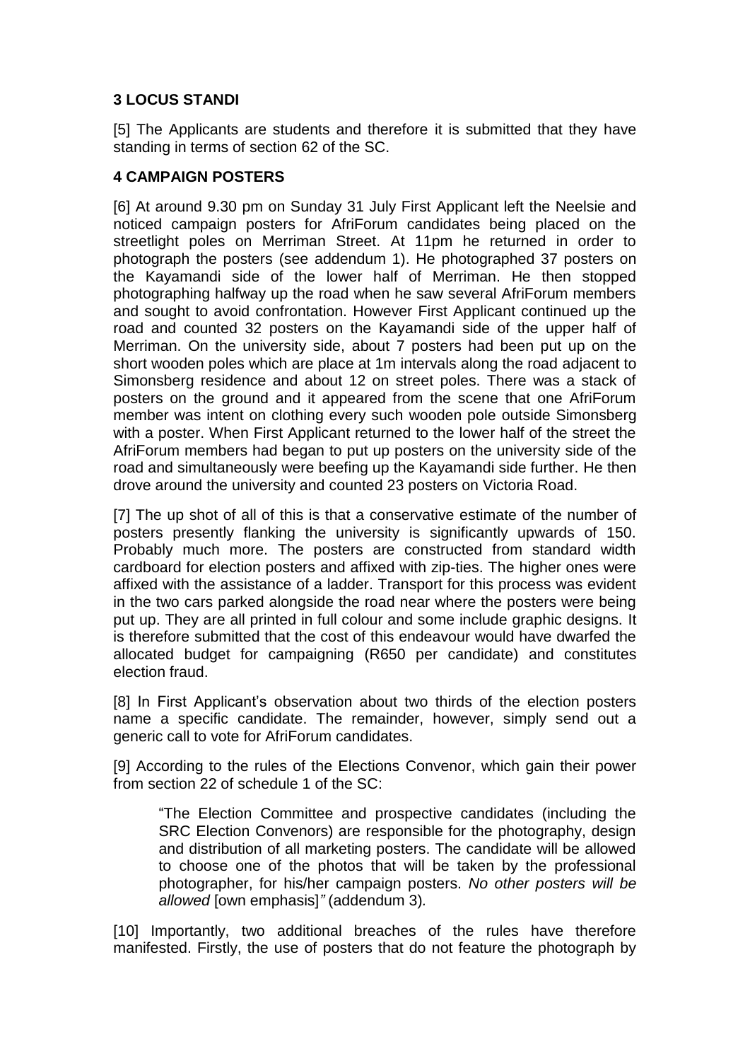## 3 LOCUS STANDI

[5] The Applicants are students and therefore it is submitted that they have standing in terms of section 62 of the SC.

## 4 CAMPAIGN POSTERS

[6] At around 9.30 pm on Sunday 31 July First Applicant left the Neelsie and noticed campaign posters for AfriForum candidates being placed on the streetlight poles on Merriman Street. At 11pm he returned in order to photograph the posters (see addendum 1). He photographed 37 posters on the Kayamandi side of the lower half of Merriman. He then stopped photographing halfway up the road when he saw several AfriForum members and sought to avoid confrontation. However First Applicant continued up the road and counted 32 posters on the Kayamandi side of the upper half of Merriman. On the university side, about 7 posters had been put up on the short wooden poles which are place at 1m intervals along the road adjacent to Simonsberg residence and about 12 on street poles. There was a stack of posters on the ground and it appeared from the scene that one AfriForum member was intent on clothing every such wooden pole outside Simonsberg with a poster. When First Applicant returned to the lower half of the street the AfriForum members had began to put up posters on the university side of the road and simultaneously were beefing up the Kayamandi side further. He then drove around the university and counted 23 posters on Victoria Road.

[7] The up shot of all of this is that a conservative estimate of the number of posters presently flanking the university is significantly upwards of 150. Probably much more. The posters are constructed from standard width cardboard for election posters and affixed with zip-ties. The higher ones were affixed with the assistance of a ladder. Transport for this process was evident in the two cars parked alongside the road near where the posters were being put up. They are all printed in full colour and some include graphic designs. It is therefore submitted that the cost of this endeavour would have dwarfed the allocated budget for campaigning (R650 per candidate) and constitutes election fraud.

[8] In First Applicant's observation about two thirds of the election posters name a specific candidate. The remainder, however, simply send out a generic call to vote for AfriForum candidates.

[9] According to the rules of the Elections Convenor, which gain their power from section 22 of schedule 1 of the SC:

> "The Election Committee and prospective candidates (including the SRC Election Convenors) are responsible for the photography, design and distribution of all marketing posters. The candidate will be allowed to choose one of the photos that will be taken by the professional photographer, for his/her campaign posters. *No other posters will be allowed* [own emphasis]*"* (addendum 3)*.*

[10] Importantly, two additional breaches of the rules have therefore manifested. Firstly, the use of posters that do not feature the photograph by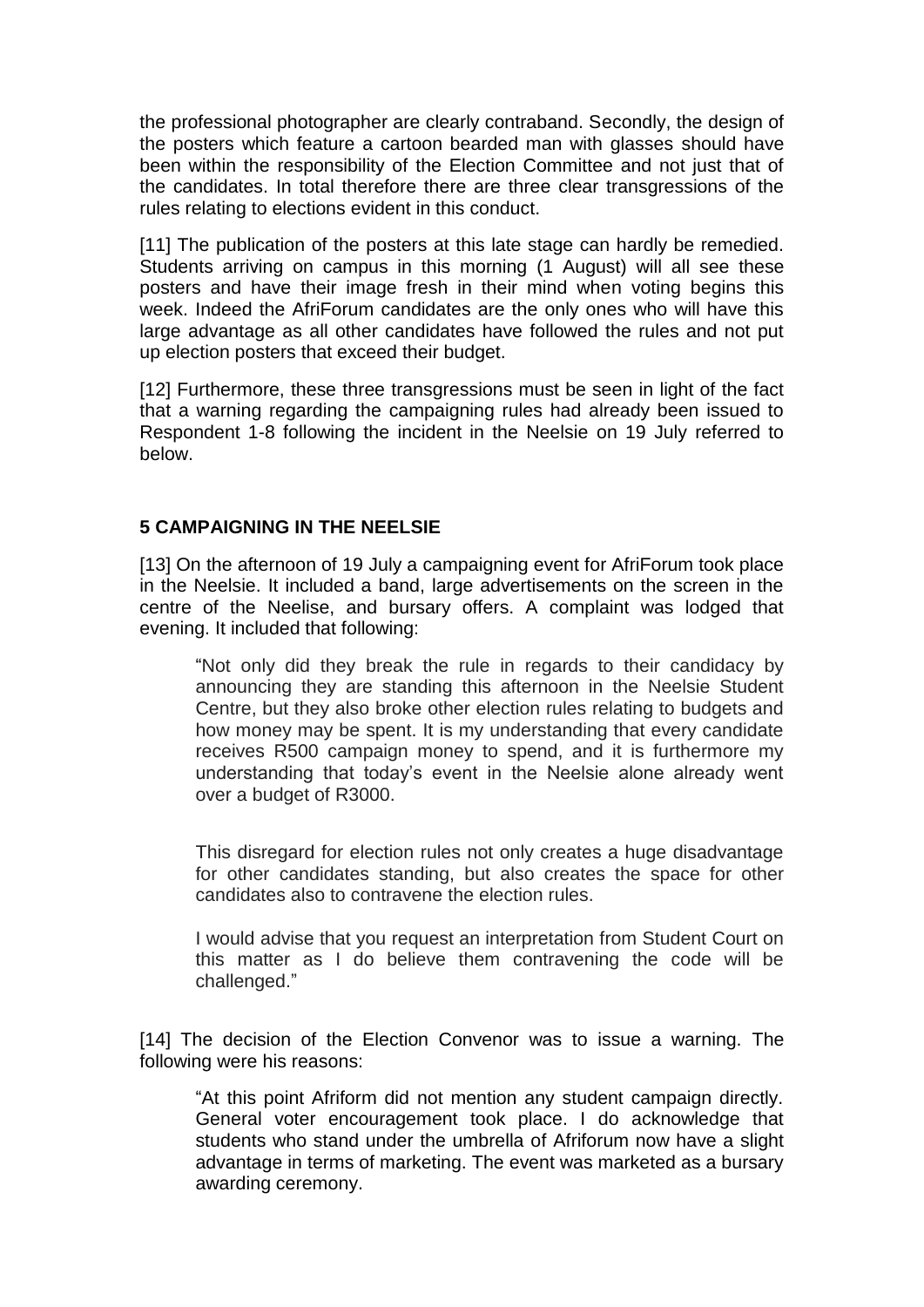the professional photographer are clearly contraband. Secondly, the design of the posters which feature a cartoon bearded man with glasses should have been within the responsibility of the Election Committee and not just that of the candidates. In total therefore there are three clear transgressions of the rules relating to elections evident in this conduct.

[11] The publication of the posters at this late stage can hardly be remedied. Students arriving on campus in this morning (1 August) will all see these posters and have their image fresh in their mind when voting begins this week. Indeed the AfriForum candidates are the only ones who will have this large advantage as all other candidates have followed the rules and not put up election posters that exceed their budget.

[12] Furthermore, these three transgressions must be seen in light of the fact that a warning regarding the campaigning rules had already been issued to Respondent 1-8 following the incident in the Neelsie on 19 July referred to below.

## 5 CAMPAIGNING IN THE NEELSIE

[13] On the afternoon of 19 July a campaigning event for AfriForum took place in the Neelsie. It included a band, large advertisements on the screen in the centre of the Neelise, and bursary offers. A complaint was lodged that evening. It included that following:

> "Not only did they break the rule in regards to their candidacy by announcing they are standing this afternoon in the Neelsie Student Centre, but they also broke other election rules relating to budgets and how money may be spent. It is my understanding that every candidate receives R500 campaign money to spend, and it is furthermore my understanding that today's event in the Neelsie alone already went over a budget of R3000.
>
> This disregard for election rules not only creates a huge disadvantage for other candidates standing, but also creates the space for other candidates also to contravene the election rules.
>
> I would advise that you request an interpretation from Student Court on this matter as I do believe them contravening the code will be challenged."

[14] The decision of the Election Convenor was to issue a warning. The following were his reasons:

> "At this point Afriform did not mention any student campaign directly. General voter encouragement took place. I do acknowledge that students who stand under the umbrella of Afriforum now have a slight advantage in terms of marketing. The event was marketed as a bursary awarding ceremony.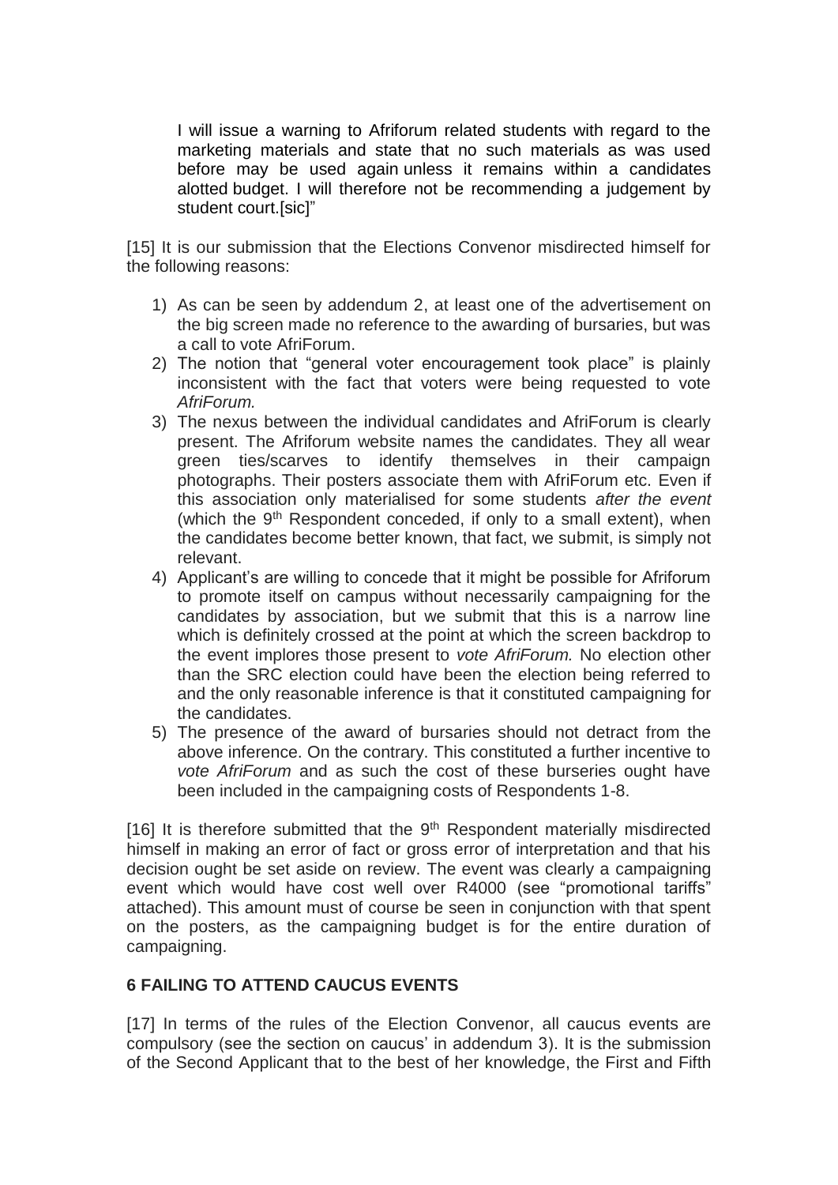I will issue a warning to Afriforum related students with regard to the marketing materials and state that no such materials as was used before may be used again unless it remains within a candidates alotted budget. I will therefore not be recommending a judgement by student court.[sic]"

[15] It is our submission that the Elections Convenor misdirected himself for the following reasons:

1) As can be seen by addendum 2, at least one of the advertisement on the big screen made no reference to the awarding of bursaries, but was a call to vote AfriForum.
2) The notion that "general voter encouragement took place" is plainly inconsistent with the fact that voters were being requested to vote *AfriForum.*
3) The nexus between the individual candidates and AfriForum is clearly present. The Afriforum website names the candidates. They all wear green ties/scarves to identify themselves in their campaign photographs. Their posters associate them with AfriForum etc. Even if this association only materialised for some students *after the event* (which the 9th Respondent conceded, if only to a small extent), when the candidates become better known, that fact, we submit, is simply not relevant.
4) Applicant's are willing to concede that it might be possible for Afriforum to promote itself on campus without necessarily campaigning for the candidates by association, but we submit that this is a narrow line which is definitely crossed at the point at which the screen backdrop to the event implores those present to *vote AfriForum.* No election other than the SRC election could have been the election being referred to and the only reasonable inference is that it constituted campaigning for the candidates.
5) The presence of the award of bursaries should not detract from the above inference. On the contrary. This constituted a further incentive to *vote AfriForum* and as such the cost of these burseries ought have been included in the campaigning costs of Respondents 1-8.

[16] It is therefore submitted that the 9th Respondent materially misdirected himself in making an error of fact or gross error of interpretation and that his decision ought be set aside on review. The event was clearly a campaigning event which would have cost well over R4000 (see "promotional tariffs" attached). This amount must of course be seen in conjunction with that spent on the posters, as the campaigning budget is for the entire duration of campaigning.

## 6 FAILING TO ATTEND CAUCUS EVENTS

[17] In terms of the rules of the Election Convenor, all caucus events are compulsory (see the section on caucus' in addendum 3). It is the submission of the Second Applicant that to the best of her knowledge, the First and Fifth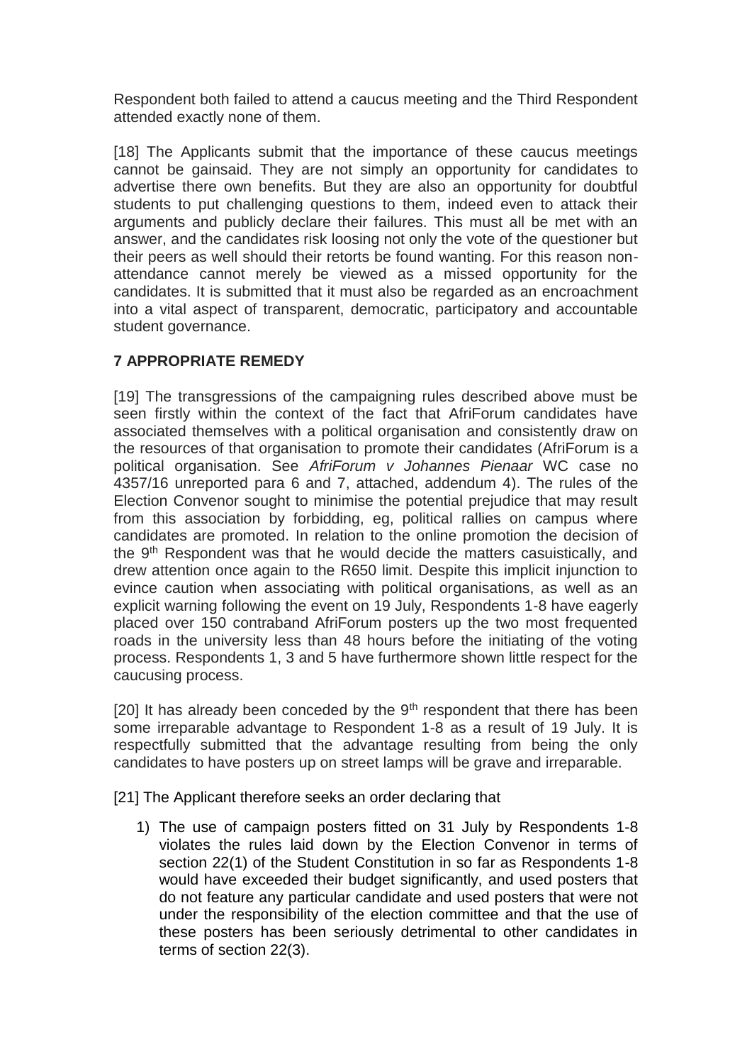Respondent both failed to attend a caucus meeting and the Third Respondent attended exactly none of them.

[18] The Applicants submit that the importance of these caucus meetings cannot be gainsaid. They are not simply an opportunity for candidates to advertise there own benefits. But they are also an opportunity for doubtful students to put challenging questions to them, indeed even to attack their arguments and publicly declare their failures. This must all be met with an answer, and the candidates risk loosing not only the vote of the questioner but their peers as well should their retorts be found wanting. For this reason non-attendance cannot merely be viewed as a missed opportunity for the candidates. It is submitted that it must also be regarded as an encroachment into a vital aspect of transparent, democratic, participatory and accountable student governance.

## 7 APPROPRIATE REMEDY

[19] The transgressions of the campaigning rules described above must be seen firstly within the context of the fact that AfriForum candidates have associated themselves with a political organisation and consistently draw on the resources of that organisation to promote their candidates (AfriForum is a political organisation. See *AfriForum v Johannes Pienaar* WC case no 4357/16 unreported para 6 and 7, attached, addendum 4). The rules of the Election Convenor sought to minimise the potential prejudice that may result from this association by forbidding, eg, political rallies on campus where candidates are promoted. In relation to the online promotion the decision of the 9th Respondent was that he would decide the matters casuistically, and drew attention once again to the R650 limit. Despite this implicit injunction to evince caution when associating with political organisations, as well as an explicit warning following the event on 19 July, Respondents 1-8 have eagerly placed over 150 contraband AfriForum posters up the two most frequented roads in the university less than 48 hours before the initiating of the voting process. Respondents 1, 3 and 5 have furthermore shown little respect for the caucusing process.

[20] It has already been conceded by the 9th respondent that there has been some irreparable advantage to Respondent 1-8 as a result of 19 July. It is respectfully submitted that the advantage resulting from being the only candidates to have posters up on street lamps will be grave and irreparable.

[21] The Applicant therefore seeks an order declaring that

1) The use of campaign posters fitted on 31 July by Respondents 1-8 violates the rules laid down by the Election Convenor in terms of section 22(1) of the Student Constitution in so far as Respondents 1-8 would have exceeded their budget significantly, and used posters that do not feature any particular candidate and used posters that were not under the responsibility of the election committee and that the use of these posters has been seriously detrimental to other candidates in terms of section 22(3).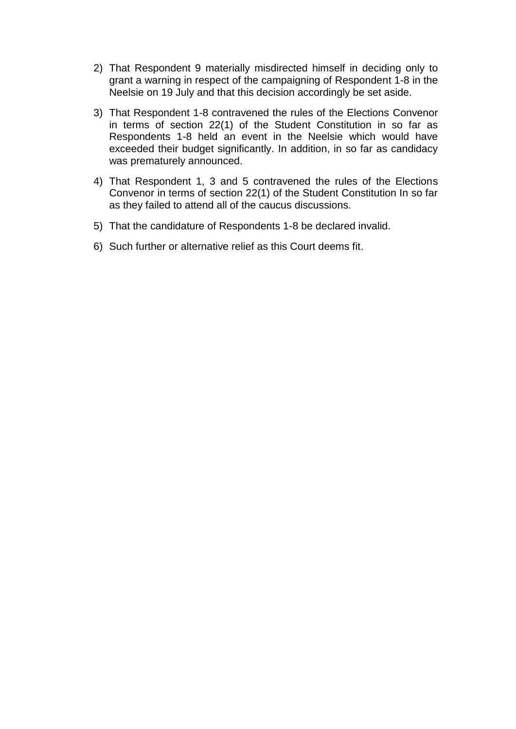2) That Respondent 9 materially misdirected himself in deciding only to grant a warning in respect of the campaigning of Respondent 1-8 in the Neelsie on 19 July and that this decision accordingly be set aside.

3) That Respondent 1-8 contravened the rules of the Elections Convenor in terms of section 22(1) of the Student Constitution in so far as Respondents 1-8 held an event in the Neelsie which would have exceeded their budget significantly. In addition, in so far as candidacy was prematurely announced.

4) That Respondent 1, 3 and 5 contravened the rules of the Elections Convenor in terms of section 22(1) of the Student Constitution In so far as they failed to attend all of the caucus discussions.

5) That the candidature of Respondents 1-8 be declared invalid.

6) Such further or alternative relief as this Court deems fit.